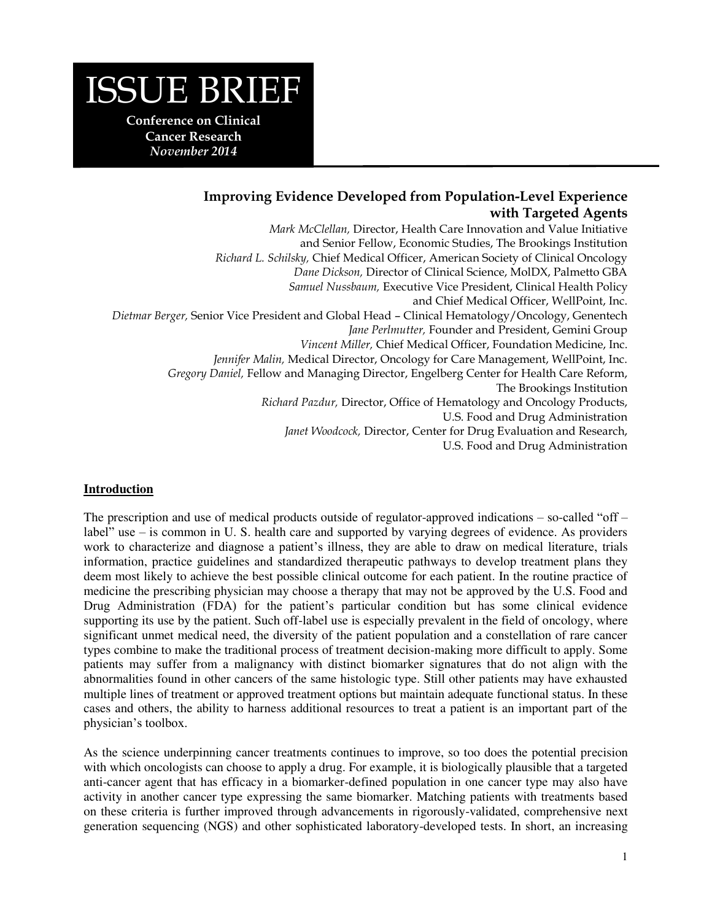# ISSUE BRIEF

**Conference on Clinical Cancer Research**
*November 2014*

## Improving Evidence Developed from Population-Level Experience with Targeted Agents

*Mark McClellan,* Director, Health Care Innovation and Value Initiative and Senior Fellow, Economic Studies, The Brookings Institution
*Richard L. Schilsky,* Chief Medical Officer, American Society of Clinical Oncology
*Dane Dickson,* Director of Clinical Science, MolDX, Palmetto GBA
*Samuel Nussbaum,* Executive Vice President, Clinical Health Policy and Chief Medical Officer, WellPoint, Inc.
*Dietmar Berger,* Senior Vice President and Global Head – Clinical Hematology/Oncology, Genentech
*Jane Perlmutter,* Founder and President, Gemini Group
*Vincent Miller,* Chief Medical Officer, Foundation Medicine, Inc.
*Jennifer Malin,* Medical Director, Oncology for Care Management, WellPoint, Inc.
*Gregory Daniel,* Fellow and Managing Director, Engelberg Center for Health Care Reform, The Brookings Institution
*Richard Pazdur,* Director, Office of Hematology and Oncology Products, U.S. Food and Drug Administration
*Janet Woodcock,* Director, Center for Drug Evaluation and Research, U.S. Food and Drug Administration

### Introduction

The prescription and use of medical products outside of regulator-approved indications – so-called "off – label" use – is common in U. S. health care and supported by varying degrees of evidence. As providers work to characterize and diagnose a patient's illness, they are able to draw on medical literature, trials information, practice guidelines and standardized therapeutic pathways to develop treatment plans they deem most likely to achieve the best possible clinical outcome for each patient. In the routine practice of medicine the prescribing physician may choose a therapy that may not be approved by the U.S. Food and Drug Administration (FDA) for the patient's particular condition but has some clinical evidence supporting its use by the patient. Such off-label use is especially prevalent in the field of oncology, where significant unmet medical need, the diversity of the patient population and a constellation of rare cancer types combine to make the traditional process of treatment decision-making more difficult to apply. Some patients may suffer from a malignancy with distinct biomarker signatures that do not align with the abnormalities found in other cancers of the same histologic type. Still other patients may have exhausted multiple lines of treatment or approved treatment options but maintain adequate functional status. In these cases and others, the ability to harness additional resources to treat a patient is an important part of the physician's toolbox.

As the science underpinning cancer treatments continues to improve, so too does the potential precision with which oncologists can choose to apply a drug. For example, it is biologically plausible that a targeted anti-cancer agent that has efficacy in a biomarker-defined population in one cancer type may also have activity in another cancer type expressing the same biomarker. Matching patients with treatments based on these criteria is further improved through advancements in rigorously-validated, comprehensive next generation sequencing (NGS) and other sophisticated laboratory-developed tests. In short, an increasing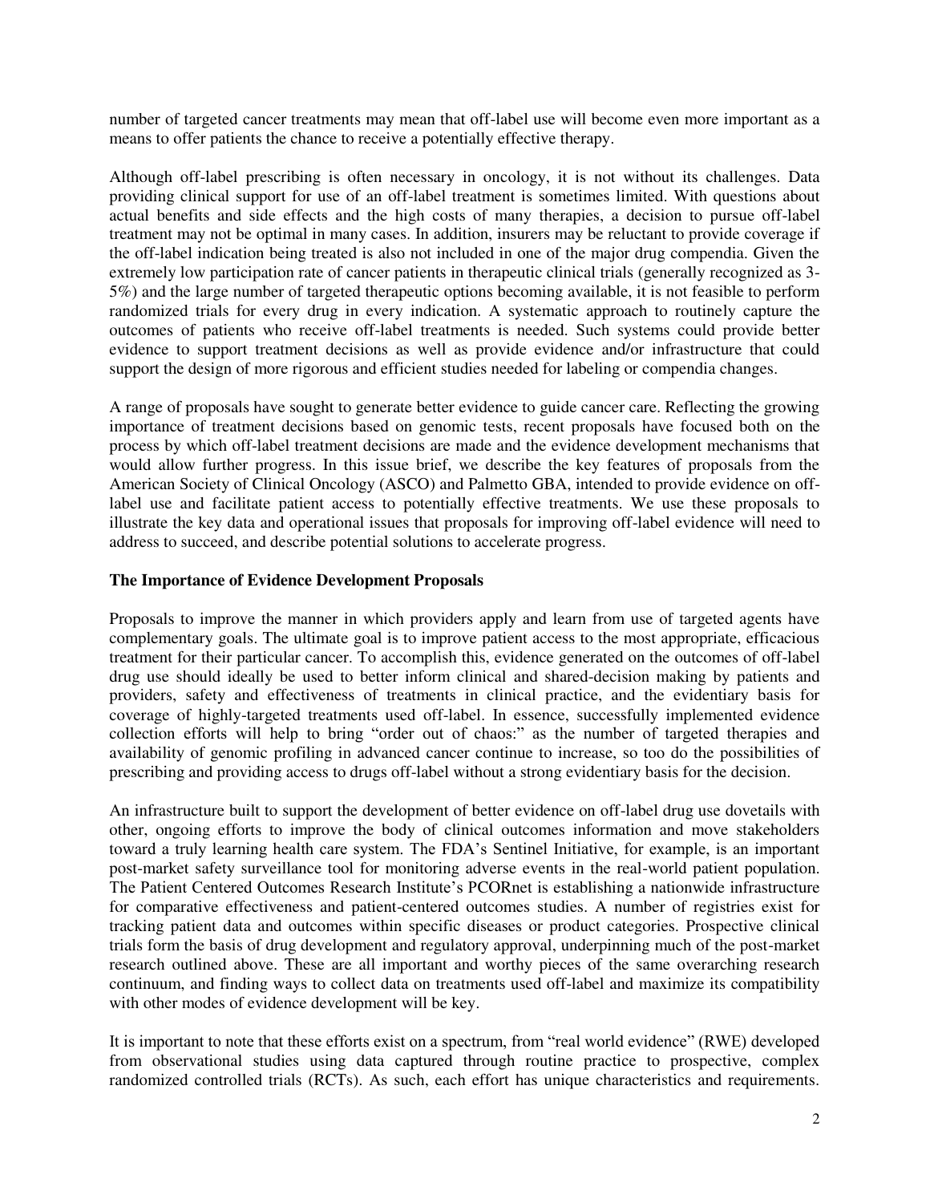number of targeted cancer treatments may mean that off-label use will become even more important as a means to offer patients the chance to receive a potentially effective therapy.

Although off-label prescribing is often necessary in oncology, it is not without its challenges. Data providing clinical support for use of an off-label treatment is sometimes limited. With questions about actual benefits and side effects and the high costs of many therapies, a decision to pursue off-label treatment may not be optimal in many cases. In addition, insurers may be reluctant to provide coverage if the off-label indication being treated is also not included in one of the major drug compendia. Given the extremely low participation rate of cancer patients in therapeutic clinical trials (generally recognized as 3-5%) and the large number of targeted therapeutic options becoming available, it is not feasible to perform randomized trials for every drug in every indication. A systematic approach to routinely capture the outcomes of patients who receive off-label treatments is needed. Such systems could provide better evidence to support treatment decisions as well as provide evidence and/or infrastructure that could support the design of more rigorous and efficient studies needed for labeling or compendia changes.

A range of proposals have sought to generate better evidence to guide cancer care. Reflecting the growing importance of treatment decisions based on genomic tests, recent proposals have focused both on the process by which off-label treatment decisions are made and the evidence development mechanisms that would allow further progress. In this issue brief, we describe the key features of proposals from the American Society of Clinical Oncology (ASCO) and Palmetto GBA, intended to provide evidence on off-label use and facilitate patient access to potentially effective treatments. We use these proposals to illustrate the key data and operational issues that proposals for improving off-label evidence will need to address to succeed, and describe potential solutions to accelerate progress.

### The Importance of Evidence Development Proposals

Proposals to improve the manner in which providers apply and learn from use of targeted agents have complementary goals. The ultimate goal is to improve patient access to the most appropriate, efficacious treatment for their particular cancer. To accomplish this, evidence generated on the outcomes of off-label drug use should ideally be used to better inform clinical and shared-decision making by patients and providers, safety and effectiveness of treatments in clinical practice, and the evidentiary basis for coverage of highly-targeted treatments used off-label. In essence, successfully implemented evidence collection efforts will help to bring "order out of chaos:" as the number of targeted therapies and availability of genomic profiling in advanced cancer continue to increase, so too do the possibilities of prescribing and providing access to drugs off-label without a strong evidentiary basis for the decision.

An infrastructure built to support the development of better evidence on off-label drug use dovetails with other, ongoing efforts to improve the body of clinical outcomes information and move stakeholders toward a truly learning health care system. The FDA's Sentinel Initiative, for example, is an important post-market safety surveillance tool for monitoring adverse events in the real-world patient population. The Patient Centered Outcomes Research Institute's PCORnet is establishing a nationwide infrastructure for comparative effectiveness and patient-centered outcomes studies. A number of registries exist for tracking patient data and outcomes within specific diseases or product categories. Prospective clinical trials form the basis of drug development and regulatory approval, underpinning much of the post-market research outlined above. These are all important and worthy pieces of the same overarching research continuum, and finding ways to collect data on treatments used off-label and maximize its compatibility with other modes of evidence development will be key.

It is important to note that these efforts exist on a spectrum, from "real world evidence" (RWE) developed from observational studies using data captured through routine practice to prospective, complex randomized controlled trials (RCTs). As such, each effort has unique characteristics and requirements.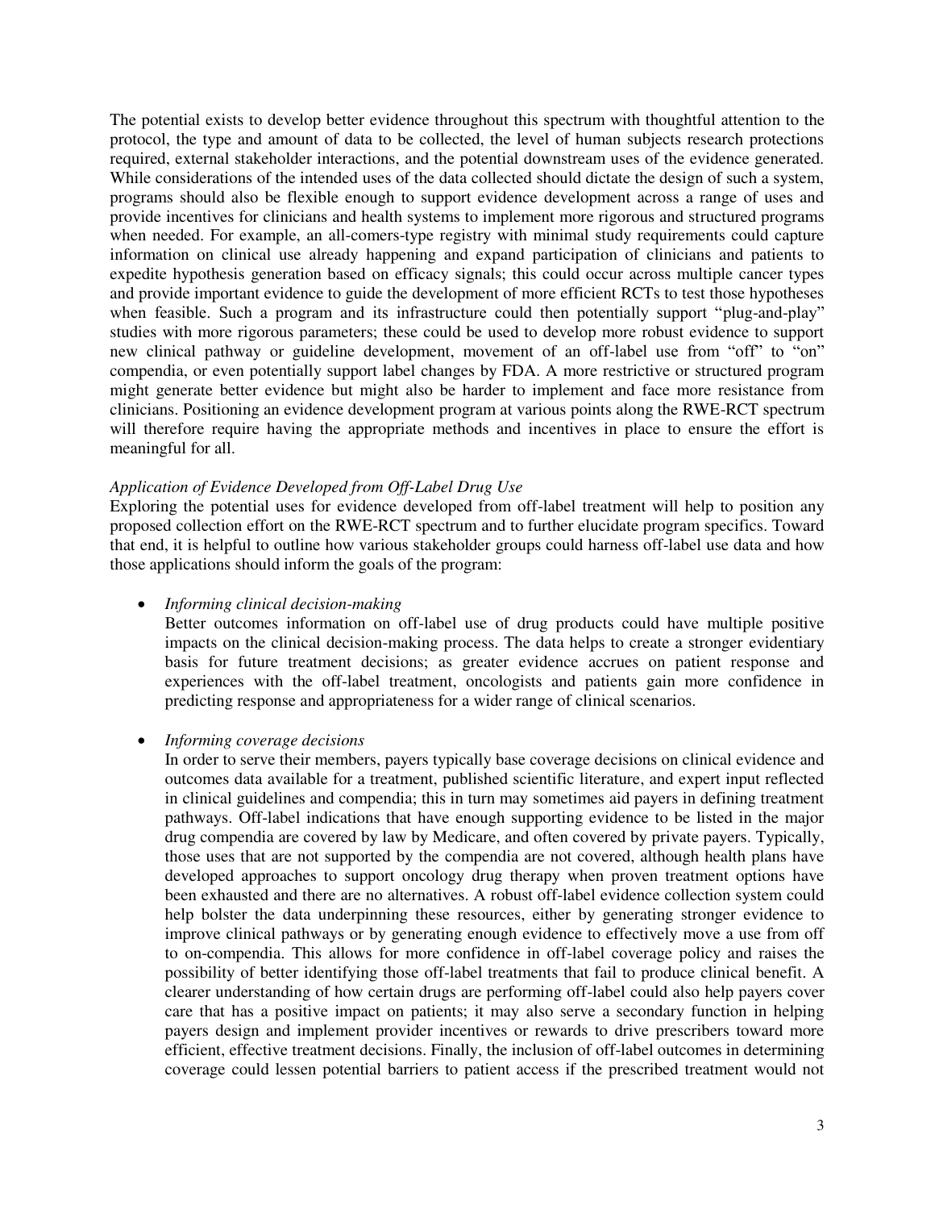The potential exists to develop better evidence throughout this spectrum with thoughtful attention to the protocol, the type and amount of data to be collected, the level of human subjects research protections required, external stakeholder interactions, and the potential downstream uses of the evidence generated. While considerations of the intended uses of the data collected should dictate the design of such a system, programs should also be flexible enough to support evidence development across a range of uses and provide incentives for clinicians and health systems to implement more rigorous and structured programs when needed. For example, an all-comers-type registry with minimal study requirements could capture information on clinical use already happening and expand participation of clinicians and patients to expedite hypothesis generation based on efficacy signals; this could occur across multiple cancer types and provide important evidence to guide the development of more efficient RCTs to test those hypotheses when feasible. Such a program and its infrastructure could then potentially support "plug-and-play" studies with more rigorous parameters; these could be used to develop more robust evidence to support new clinical pathway or guideline development, movement of an off-label use from "off" to "on" compendia, or even potentially support label changes by FDA. A more restrictive or structured program might generate better evidence but might also be harder to implement and face more resistance from clinicians. Positioning an evidence development program at various points along the RWE-RCT spectrum will therefore require having the appropriate methods and incentives in place to ensure the effort is meaningful for all.

*Application of Evidence Developed from Off-Label Drug Use*

Exploring the potential uses for evidence developed from off-label treatment will help to position any proposed collection effort on the RWE-RCT spectrum and to further elucidate program specifics. Toward that end, it is helpful to outline how various stakeholder groups could harness off-label use data and how those applications should inform the goals of the program:

- *Informing clinical decision-making*
  Better outcomes information on off-label use of drug products could have multiple positive impacts on the clinical decision-making process. The data helps to create a stronger evidentiary basis for future treatment decisions; as greater evidence accrues on patient response and experiences with the off-label treatment, oncologists and patients gain more confidence in predicting response and appropriateness for a wider range of clinical scenarios.

- *Informing coverage decisions*
  In order to serve their members, payers typically base coverage decisions on clinical evidence and outcomes data available for a treatment, published scientific literature, and expert input reflected in clinical guidelines and compendia; this in turn may sometimes aid payers in defining treatment pathways. Off-label indications that have enough supporting evidence to be listed in the major drug compendia are covered by law by Medicare, and often covered by private payers. Typically, those uses that are not supported by the compendia are not covered, although health plans have developed approaches to support oncology drug therapy when proven treatment options have been exhausted and there are no alternatives. A robust off-label evidence collection system could help bolster the data underpinning these resources, either by generating stronger evidence to improve clinical pathways or by generating enough evidence to effectively move a use from off to on-compendia. This allows for more confidence in off-label coverage policy and raises the possibility of better identifying those off-label treatments that fail to produce clinical benefit. A clearer understanding of how certain drugs are performing off-label could also help payers cover care that has a positive impact on patients; it may also serve a secondary function in helping payers design and implement provider incentives or rewards to drive prescribers toward more efficient, effective treatment decisions. Finally, the inclusion of off-label outcomes in determining coverage could lessen potential barriers to patient access if the prescribed treatment would not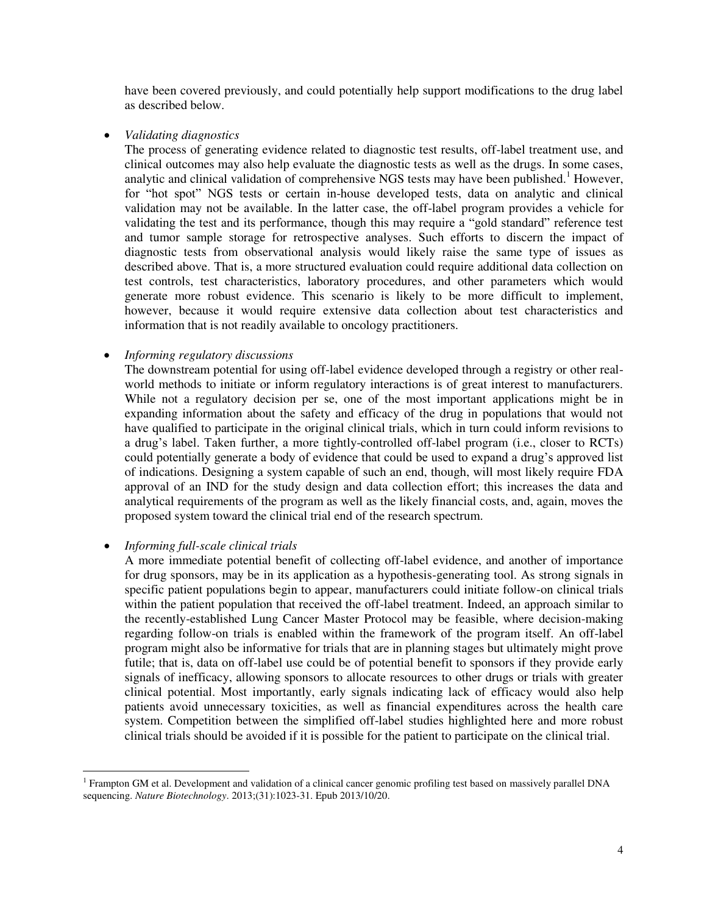have been covered previously, and could potentially help support modifications to the drug label as described below.

- *Validating diagnostics*
  The process of generating evidence related to diagnostic test results, off-label treatment use, and clinical outcomes may also help evaluate the diagnostic tests as well as the drugs. In some cases, analytic and clinical validation of comprehensive NGS tests may have been published.[1] However, for "hot spot" NGS tests or certain in-house developed tests, data on analytic and clinical validation may not be available. In the latter case, the off-label program provides a vehicle for validating the test and its performance, though this may require a "gold standard" reference test and tumor sample storage for retrospective analyses. Such efforts to discern the impact of diagnostic tests from observational analysis would likely raise the same type of issues as described above. That is, a more structured evaluation could require additional data collection on test controls, test characteristics, laboratory procedures, and other parameters which would generate more robust evidence. This scenario is likely to be more difficult to implement, however, because it would require extensive data collection about test characteristics and information that is not readily available to oncology practitioners.

- *Informing regulatory discussions*
  The downstream potential for using off-label evidence developed through a registry or other real-world methods to initiate or inform regulatory interactions is of great interest to manufacturers. While not a regulatory decision per se, one of the most important applications might be in expanding information about the safety and efficacy of the drug in populations that would not have qualified to participate in the original clinical trials, which in turn could inform revisions to a drug's label. Taken further, a more tightly-controlled off-label program (i.e., closer to RCTs) could potentially generate a body of evidence that could be used to expand a drug's approved list of indications. Designing a system capable of such an end, though, will most likely require FDA approval of an IND for the study design and data collection effort; this increases the data and analytical requirements of the program as well as the likely financial costs, and, again, moves the proposed system toward the clinical trial end of the research spectrum.

- *Informing full-scale clinical trials*
  A more immediate potential benefit of collecting off-label evidence, and another of importance for drug sponsors, may be in its application as a hypothesis-generating tool. As strong signals in specific patient populations begin to appear, manufacturers could initiate follow-on clinical trials within the patient population that received the off-label treatment. Indeed, an approach similar to the recently-established Lung Cancer Master Protocol may be feasible, where decision-making regarding follow-on trials is enabled within the framework of the program itself. An off-label program might also be informative for trials that are in planning stages but ultimately might prove futile; that is, data on off-label use could be of potential benefit to sponsors if they provide early signals of inefficacy, allowing sponsors to allocate resources to other drugs or trials with greater clinical potential. Most importantly, early signals indicating lack of efficacy would also help patients avoid unnecessary toxicities, as well as financial expenditures across the health care system. Competition between the simplified off-label studies highlighted here and more robust clinical trials should be avoided if it is possible for the patient to participate on the clinical trial.

[1] Frampton GM et al. Development and validation of a clinical cancer genomic profiling test based on massively parallel DNA sequencing. *Nature Biotechnology*. 2013;(31):1023-31. Epub 2013/10/20.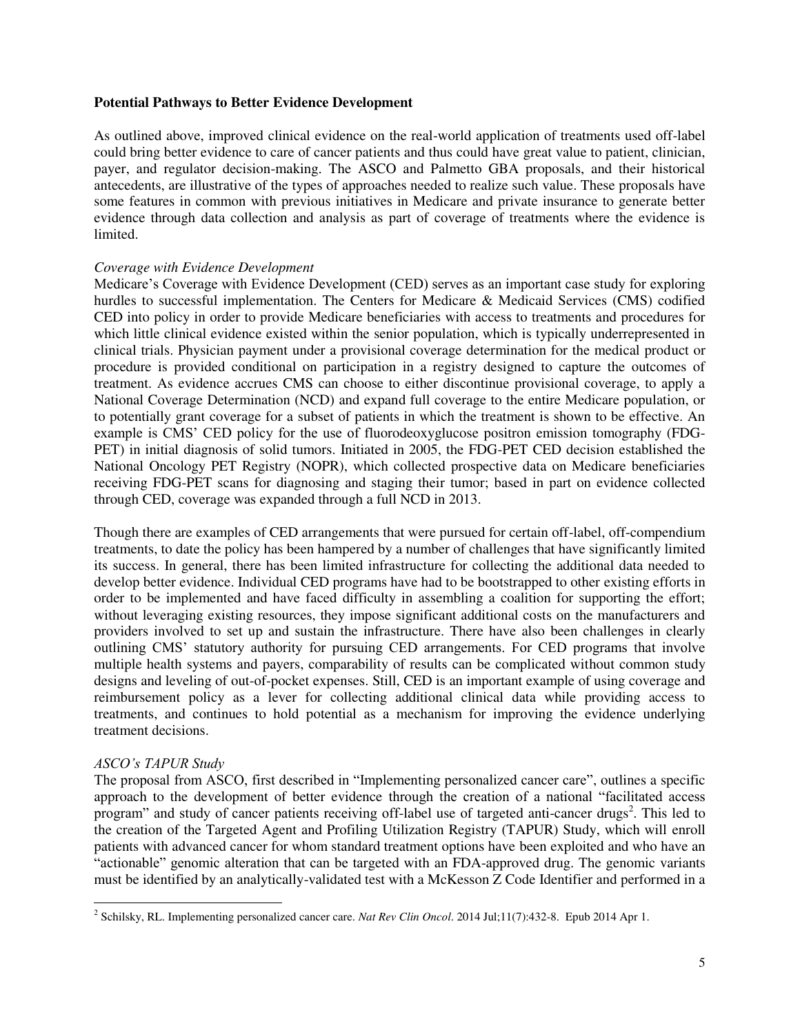**Potential Pathways to Better Evidence Development**

As outlined above, improved clinical evidence on the real-world application of treatments used off-label could bring better evidence to care of cancer patients and thus could have great value to patient, clinician, payer, and regulator decision-making. The ASCO and Palmetto GBA proposals, and their historical antecedents, are illustrative of the types of approaches needed to realize such value. These proposals have some features in common with previous initiatives in Medicare and private insurance to generate better evidence through data collection and analysis as part of coverage of treatments where the evidence is limited.

*Coverage with Evidence Development*

Medicare's Coverage with Evidence Development (CED) serves as an important case study for exploring hurdles to successful implementation. The Centers for Medicare & Medicaid Services (CMS) codified CED into policy in order to provide Medicare beneficiaries with access to treatments and procedures for which little clinical evidence existed within the senior population, which is typically underrepresented in clinical trials. Physician payment under a provisional coverage determination for the medical product or procedure is provided conditional on participation in a registry designed to capture the outcomes of treatment. As evidence accrues CMS can choose to either discontinue provisional coverage, to apply a National Coverage Determination (NCD) and expand full coverage to the entire Medicare population, or to potentially grant coverage for a subset of patients in which the treatment is shown to be effective. An example is CMS' CED policy for the use of fluorodeoxyglucose positron emission tomography (FDG-PET) in initial diagnosis of solid tumors. Initiated in 2005, the FDG-PET CED decision established the National Oncology PET Registry (NOPR), which collected prospective data on Medicare beneficiaries receiving FDG-PET scans for diagnosing and staging their tumor; based in part on evidence collected through CED, coverage was expanded through a full NCD in 2013.

Though there are examples of CED arrangements that were pursued for certain off-label, off-compendium treatments, to date the policy has been hampered by a number of challenges that have significantly limited its success. In general, there has been limited infrastructure for collecting the additional data needed to develop better evidence. Individual CED programs have had to be bootstrapped to other existing efforts in order to be implemented and have faced difficulty in assembling a coalition for supporting the effort; without leveraging existing resources, they impose significant additional costs on the manufacturers and providers involved to set up and sustain the infrastructure. There have also been challenges in clearly outlining CMS' statutory authority for pursuing CED arrangements. For CED programs that involve multiple health systems and payers, comparability of results can be complicated without common study designs and leveling of out-of-pocket expenses. Still, CED is an important example of using coverage and reimbursement policy as a lever for collecting additional clinical data while providing access to treatments, and continues to hold potential as a mechanism for improving the evidence underlying treatment decisions.

*ASCO's TAPUR Study*

The proposal from ASCO, first described in "Implementing personalized cancer care", outlines a specific approach to the development of better evidence through the creation of a national "facilitated access program" and study of cancer patients receiving off-label use of targeted anti-cancer drugs[2]. This led to the creation of the Targeted Agent and Profiling Utilization Registry (TAPUR) Study, which will enroll patients with advanced cancer for whom standard treatment options have been exploited and who have an "actionable" genomic alteration that can be targeted with an FDA-approved drug. The genomic variants must be identified by an analytically-validated test with a McKesson Z Code Identifier and performed in a

[2] Schilsky, RL. Implementing personalized cancer care. *Nat Rev Clin Oncol*. 2014 Jul;11(7):432-8. Epub 2014 Apr 1.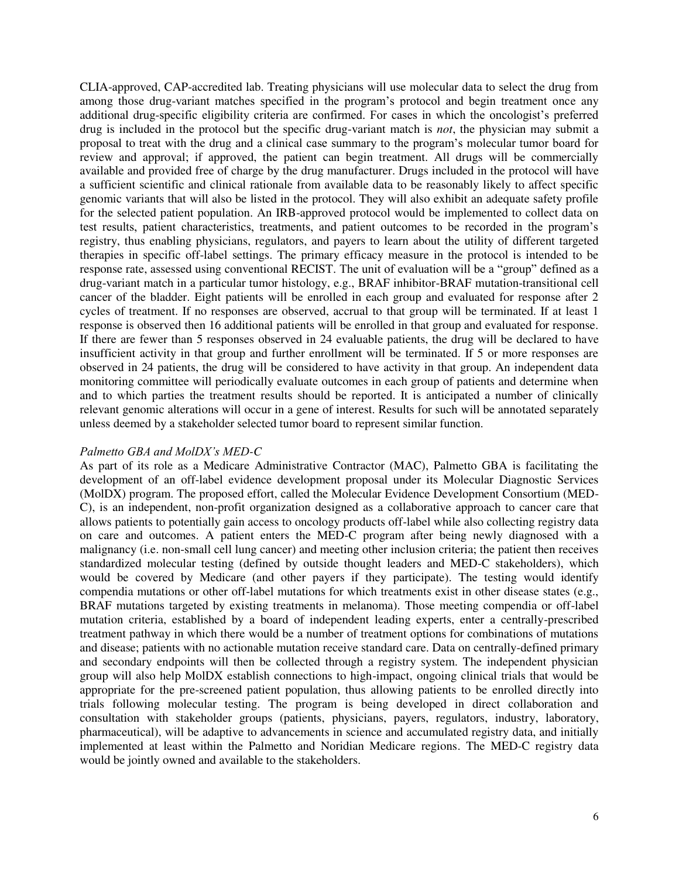CLIA-approved, CAP-accredited lab. Treating physicians will use molecular data to select the drug from among those drug-variant matches specified in the program's protocol and begin treatment once any additional drug-specific eligibility criteria are confirmed. For cases in which the oncologist's preferred drug is included in the protocol but the specific drug-variant match is *not*, the physician may submit a proposal to treat with the drug and a clinical case summary to the program's molecular tumor board for review and approval; if approved, the patient can begin treatment. All drugs will be commercially available and provided free of charge by the drug manufacturer. Drugs included in the protocol will have a sufficient scientific and clinical rationale from available data to be reasonably likely to affect specific genomic variants that will also be listed in the protocol. They will also exhibit an adequate safety profile for the selected patient population. An IRB-approved protocol would be implemented to collect data on test results, patient characteristics, treatments, and patient outcomes to be recorded in the program's registry, thus enabling physicians, regulators, and payers to learn about the utility of different targeted therapies in specific off-label settings. The primary efficacy measure in the protocol is intended to be response rate, assessed using conventional RECIST. The unit of evaluation will be a "group" defined as a drug-variant match in a particular tumor histology, e.g., BRAF inhibitor-BRAF mutation-transitional cell cancer of the bladder. Eight patients will be enrolled in each group and evaluated for response after 2 cycles of treatment. If no responses are observed, accrual to that group will be terminated. If at least 1 response is observed then 16 additional patients will be enrolled in that group and evaluated for response. If there are fewer than 5 responses observed in 24 evaluable patients, the drug will be declared to have insufficient activity in that group and further enrollment will be terminated. If 5 or more responses are observed in 24 patients, the drug will be considered to have activity in that group. An independent data monitoring committee will periodically evaluate outcomes in each group of patients and determine when and to which parties the treatment results should be reported. It is anticipated a number of clinically relevant genomic alterations will occur in a gene of interest. Results for such will be annotated separately unless deemed by a stakeholder selected tumor board to represent similar function.

*Palmetto GBA and MolDX's MED-C*

As part of its role as a Medicare Administrative Contractor (MAC), Palmetto GBA is facilitating the development of an off-label evidence development proposal under its Molecular Diagnostic Services (MolDX) program. The proposed effort, called the Molecular Evidence Development Consortium (MED-C), is an independent, non-profit organization designed as a collaborative approach to cancer care that allows patients to potentially gain access to oncology products off-label while also collecting registry data on care and outcomes. A patient enters the MED-C program after being newly diagnosed with a malignancy (i.e. non-small cell lung cancer) and meeting other inclusion criteria; the patient then receives standardized molecular testing (defined by outside thought leaders and MED-C stakeholders), which would be covered by Medicare (and other payers if they participate). The testing would identify compendia mutations or other off-label mutations for which treatments exist in other disease states (e.g., BRAF mutations targeted by existing treatments in melanoma). Those meeting compendia or off-label mutation criteria, established by a board of independent leading experts, enter a centrally-prescribed treatment pathway in which there would be a number of treatment options for combinations of mutations and disease; patients with no actionable mutation receive standard care. Data on centrally-defined primary and secondary endpoints will then be collected through a registry system. The independent physician group will also help MolDX establish connections to high-impact, ongoing clinical trials that would be appropriate for the pre-screened patient population, thus allowing patients to be enrolled directly into trials following molecular testing. The program is being developed in direct collaboration and consultation with stakeholder groups (patients, physicians, payers, regulators, industry, laboratory, pharmaceutical), will be adaptive to advancements in science and accumulated registry data, and initially implemented at least within the Palmetto and Noridian Medicare regions. The MED-C registry data would be jointly owned and available to the stakeholders.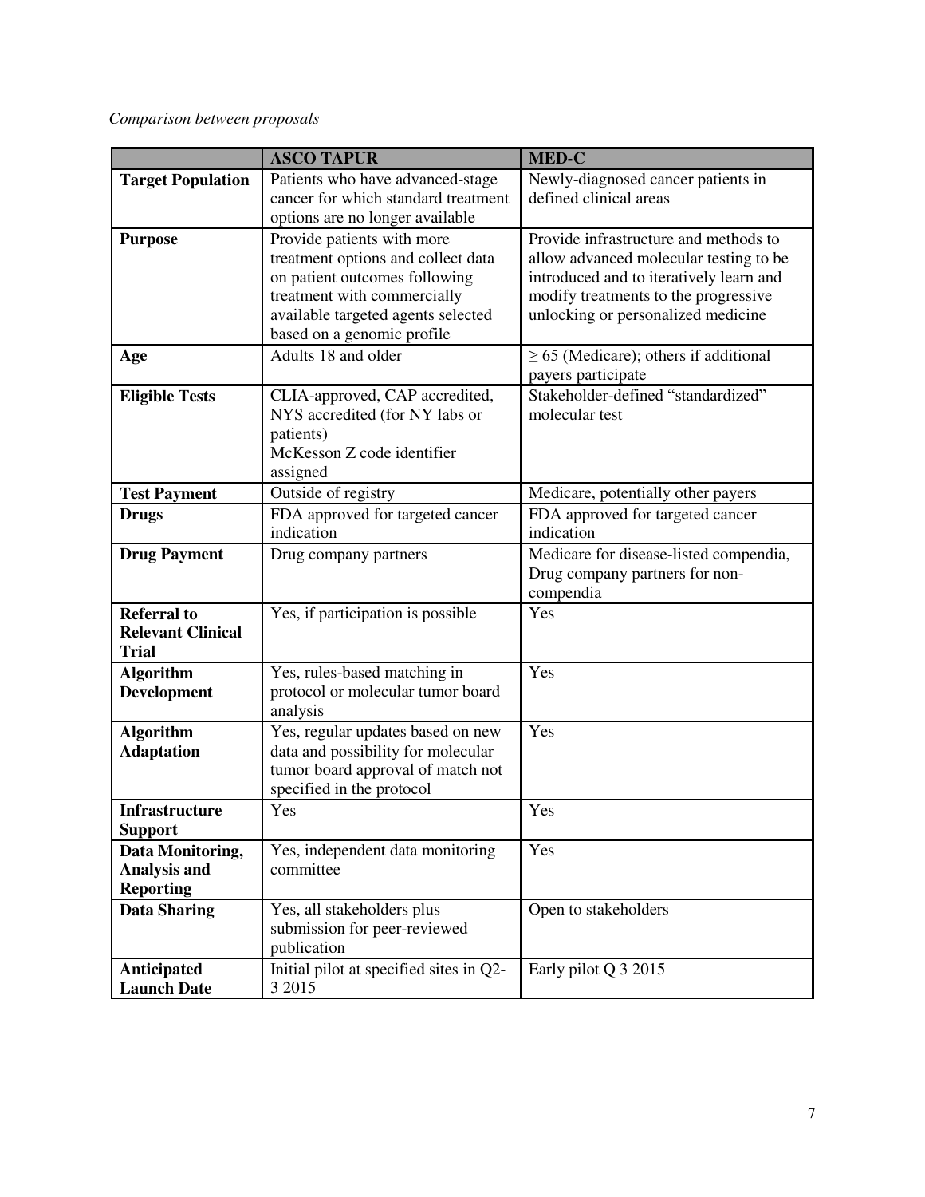*Comparison between proposals*

| | **ASCO TAPUR** | **MED-C** |
|---|---|---|
| **Target Population** | Patients who have advanced-stage cancer for which standard treatment options are no longer available | Newly-diagnosed cancer patients in defined clinical areas |
| **Purpose** | Provide patients with more treatment options and collect data on patient outcomes following treatment with commercially available targeted agents selected based on a genomic profile | Provide infrastructure and methods to allow advanced molecular testing to be introduced and to iteratively learn and modify treatments to the progressive unlocking or personalized medicine |
| **Age** | Adults 18 and older | $\geq$ 65 (Medicare); others if additional payers participate |
| **Eligible Tests** | CLIA-approved, CAP accredited, NYS accredited (for NY labs or patients)<br>McKesson Z code identifier assigned | Stakeholder-defined "standardized" molecular test |
| **Test Payment** | Outside of registry | Medicare, potentially other payers |
| **Drugs** | FDA approved for targeted cancer indication | FDA approved for targeted cancer indication |
| **Drug Payment** | Drug company partners | Medicare for disease-listed compendia, Drug company partners for non-compendia |
| **Referral to Relevant Clinical Trial** | Yes, if participation is possible | Yes |
| **Algorithm Development** | Yes, rules-based matching in protocol or molecular tumor board analysis | Yes |
| **Algorithm Adaptation** | Yes, regular updates based on new data and possibility for molecular tumor board approval of match not specified in the protocol | Yes |
| **Infrastructure Support** | Yes | Yes |
| **Data Monitoring, Analysis and Reporting** | Yes, independent data monitoring committee | Yes |
| **Data Sharing** | Yes, all stakeholders plus submission for peer-reviewed publication | Open to stakeholders |
| **Anticipated Launch Date** | Initial pilot at specified sites in Q2-3 2015 | Early pilot Q 3 2015 |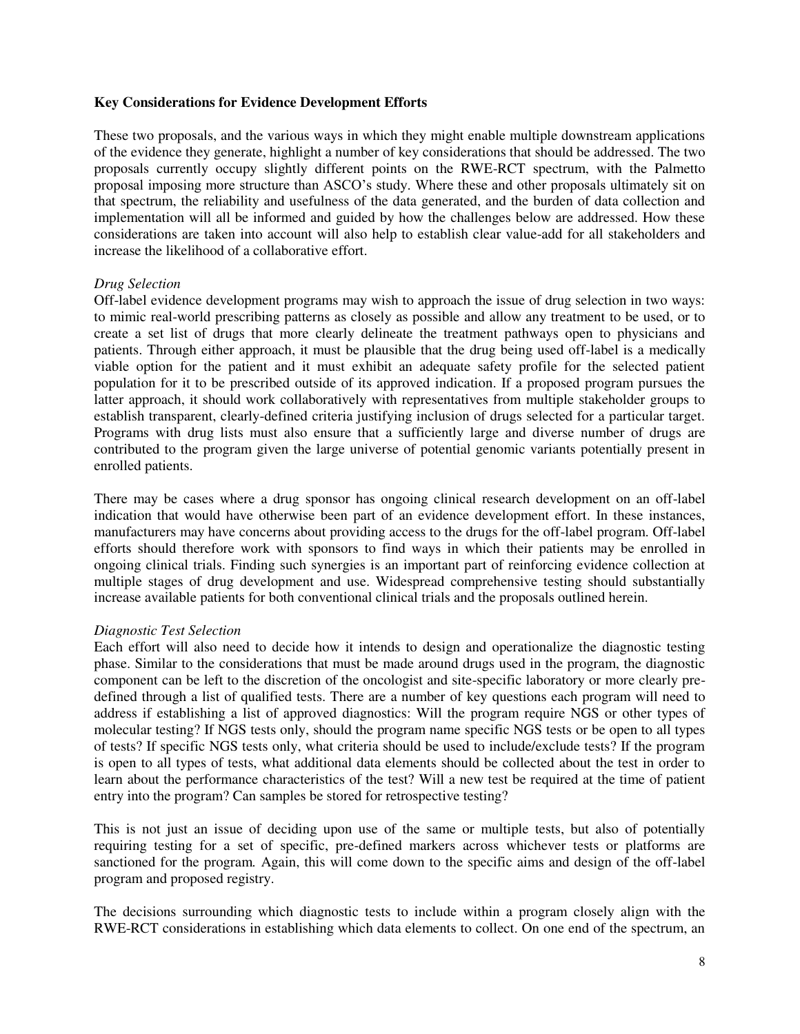**Key Considerations for Evidence Development Efforts**

These two proposals, and the various ways in which they might enable multiple downstream applications of the evidence they generate, highlight a number of key considerations that should be addressed. The two proposals currently occupy slightly different points on the RWE-RCT spectrum, with the Palmetto proposal imposing more structure than ASCO's study. Where these and other proposals ultimately sit on that spectrum, the reliability and usefulness of the data generated, and the burden of data collection and implementation will all be informed and guided by how the challenges below are addressed. How these considerations are taken into account will also help to establish clear value-add for all stakeholders and increase the likelihood of a collaborative effort.

*Drug Selection*

Off-label evidence development programs may wish to approach the issue of drug selection in two ways: to mimic real-world prescribing patterns as closely as possible and allow any treatment to be used, or to create a set list of drugs that more clearly delineate the treatment pathways open to physicians and patients. Through either approach, it must be plausible that the drug being used off-label is a medically viable option for the patient and it must exhibit an adequate safety profile for the selected patient population for it to be prescribed outside of its approved indication. If a proposed program pursues the latter approach, it should work collaboratively with representatives from multiple stakeholder groups to establish transparent, clearly-defined criteria justifying inclusion of drugs selected for a particular target. Programs with drug lists must also ensure that a sufficiently large and diverse number of drugs are contributed to the program given the large universe of potential genomic variants potentially present in enrolled patients.

There may be cases where a drug sponsor has ongoing clinical research development on an off-label indication that would have otherwise been part of an evidence development effort. In these instances, manufacturers may have concerns about providing access to the drugs for the off-label program. Off-label efforts should therefore work with sponsors to find ways in which their patients may be enrolled in ongoing clinical trials. Finding such synergies is an important part of reinforcing evidence collection at multiple stages of drug development and use. Widespread comprehensive testing should substantially increase available patients for both conventional clinical trials and the proposals outlined herein.

*Diagnostic Test Selection*

Each effort will also need to decide how it intends to design and operationalize the diagnostic testing phase. Similar to the considerations that must be made around drugs used in the program, the diagnostic component can be left to the discretion of the oncologist and site-specific laboratory or more clearly pre-defined through a list of qualified tests. There are a number of key questions each program will need to address if establishing a list of approved diagnostics: Will the program require NGS or other types of molecular testing? If NGS tests only, should the program name specific NGS tests or be open to all types of tests? If specific NGS tests only, what criteria should be used to include/exclude tests? If the program is open to all types of tests, what additional data elements should be collected about the test in order to learn about the performance characteristics of the test? Will a new test be required at the time of patient entry into the program? Can samples be stored for retrospective testing?

This is not just an issue of deciding upon use of the same or multiple tests, but also of potentially requiring testing for a set of specific, pre-defined markers across whichever tests or platforms are sanctioned for the program. Again, this will come down to the specific aims and design of the off-label program and proposed registry.

The decisions surrounding which diagnostic tests to include within a program closely align with the RWE-RCT considerations in establishing which data elements to collect. On one end of the spectrum, an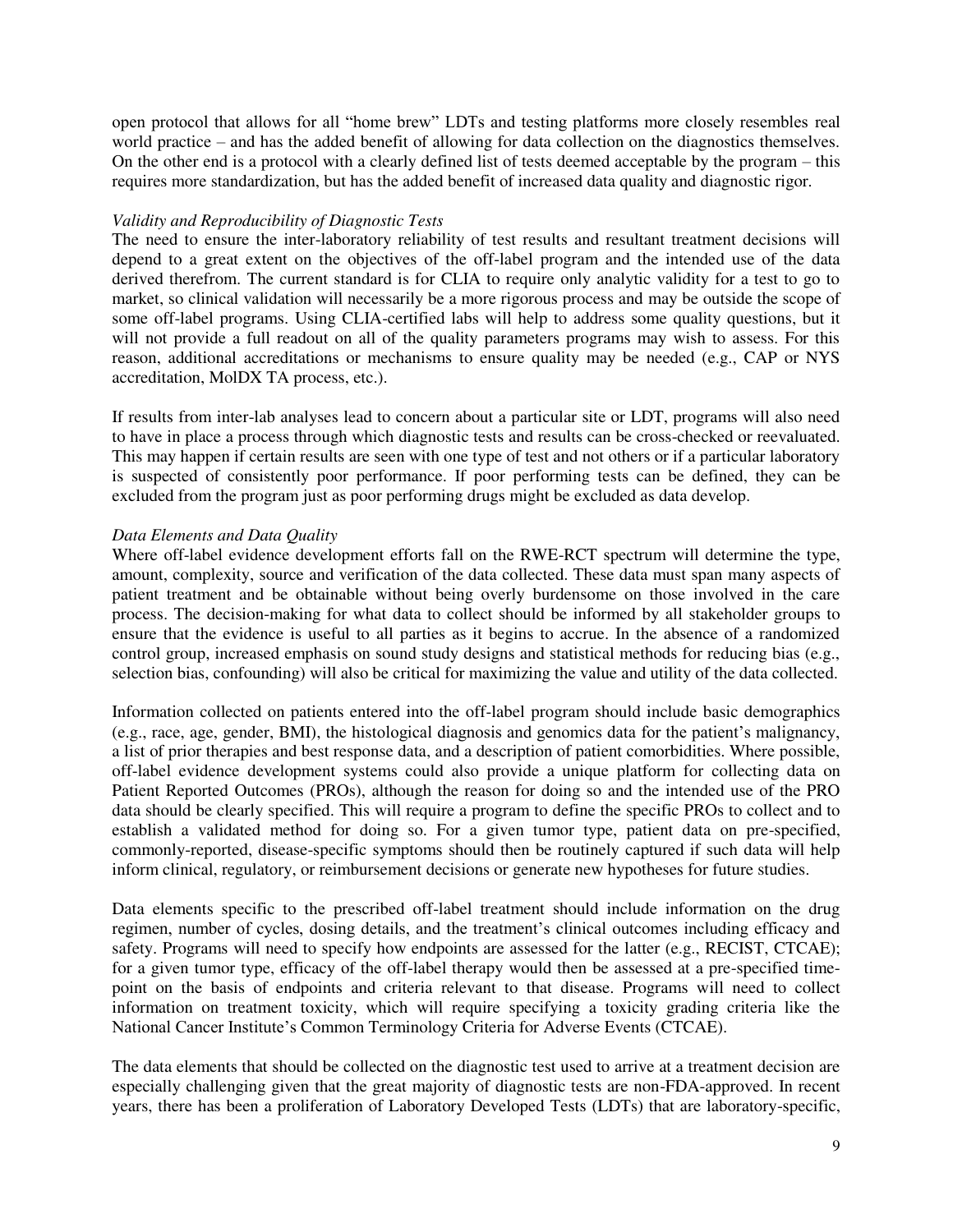open protocol that allows for all "home brew" LDTs and testing platforms more closely resembles real world practice – and has the added benefit of allowing for data collection on the diagnostics themselves. On the other end is a protocol with a clearly defined list of tests deemed acceptable by the program – this requires more standardization, but has the added benefit of increased data quality and diagnostic rigor.

*Validity and Reproducibility of Diagnostic Tests*

The need to ensure the inter-laboratory reliability of test results and resultant treatment decisions will depend to a great extent on the objectives of the off-label program and the intended use of the data derived therefrom. The current standard is for CLIA to require only analytic validity for a test to go to market, so clinical validation will necessarily be a more rigorous process and may be outside the scope of some off-label programs. Using CLIA-certified labs will help to address some quality questions, but it will not provide a full readout on all of the quality parameters programs may wish to assess. For this reason, additional accreditations or mechanisms to ensure quality may be needed (e.g., CAP or NYS accreditation, MolDX TA process, etc.).

If results from inter-lab analyses lead to concern about a particular site or LDT, programs will also need to have in place a process through which diagnostic tests and results can be cross-checked or reevaluated. This may happen if certain results are seen with one type of test and not others or if a particular laboratory is suspected of consistently poor performance. If poor performing tests can be defined, they can be excluded from the program just as poor performing drugs might be excluded as data develop.

*Data Elements and Data Quality*

Where off-label evidence development efforts fall on the RWE-RCT spectrum will determine the type, amount, complexity, source and verification of the data collected. These data must span many aspects of patient treatment and be obtainable without being overly burdensome on those involved in the care process. The decision-making for what data to collect should be informed by all stakeholder groups to ensure that the evidence is useful to all parties as it begins to accrue. In the absence of a randomized control group, increased emphasis on sound study designs and statistical methods for reducing bias (e.g., selection bias, confounding) will also be critical for maximizing the value and utility of the data collected.

Information collected on patients entered into the off-label program should include basic demographics (e.g., race, age, gender, BMI), the histological diagnosis and genomics data for the patient's malignancy, a list of prior therapies and best response data, and a description of patient comorbidities. Where possible, off-label evidence development systems could also provide a unique platform for collecting data on Patient Reported Outcomes (PROs), although the reason for doing so and the intended use of the PRO data should be clearly specified. This will require a program to define the specific PROs to collect and to establish a validated method for doing so. For a given tumor type, patient data on pre-specified, commonly-reported, disease-specific symptoms should then be routinely captured if such data will help inform clinical, regulatory, or reimbursement decisions or generate new hypotheses for future studies.

Data elements specific to the prescribed off-label treatment should include information on the drug regimen, number of cycles, dosing details, and the treatment's clinical outcomes including efficacy and safety. Programs will need to specify how endpoints are assessed for the latter (e.g., RECIST, CTCAE); for a given tumor type, efficacy of the off-label therapy would then be assessed at a pre-specified time-point on the basis of endpoints and criteria relevant to that disease. Programs will need to collect information on treatment toxicity, which will require specifying a toxicity grading criteria like the National Cancer Institute's Common Terminology Criteria for Adverse Events (CTCAE).

The data elements that should be collected on the diagnostic test used to arrive at a treatment decision are especially challenging given that the great majority of diagnostic tests are non-FDA-approved. In recent years, there has been a proliferation of Laboratory Developed Tests (LDTs) that are laboratory-specific,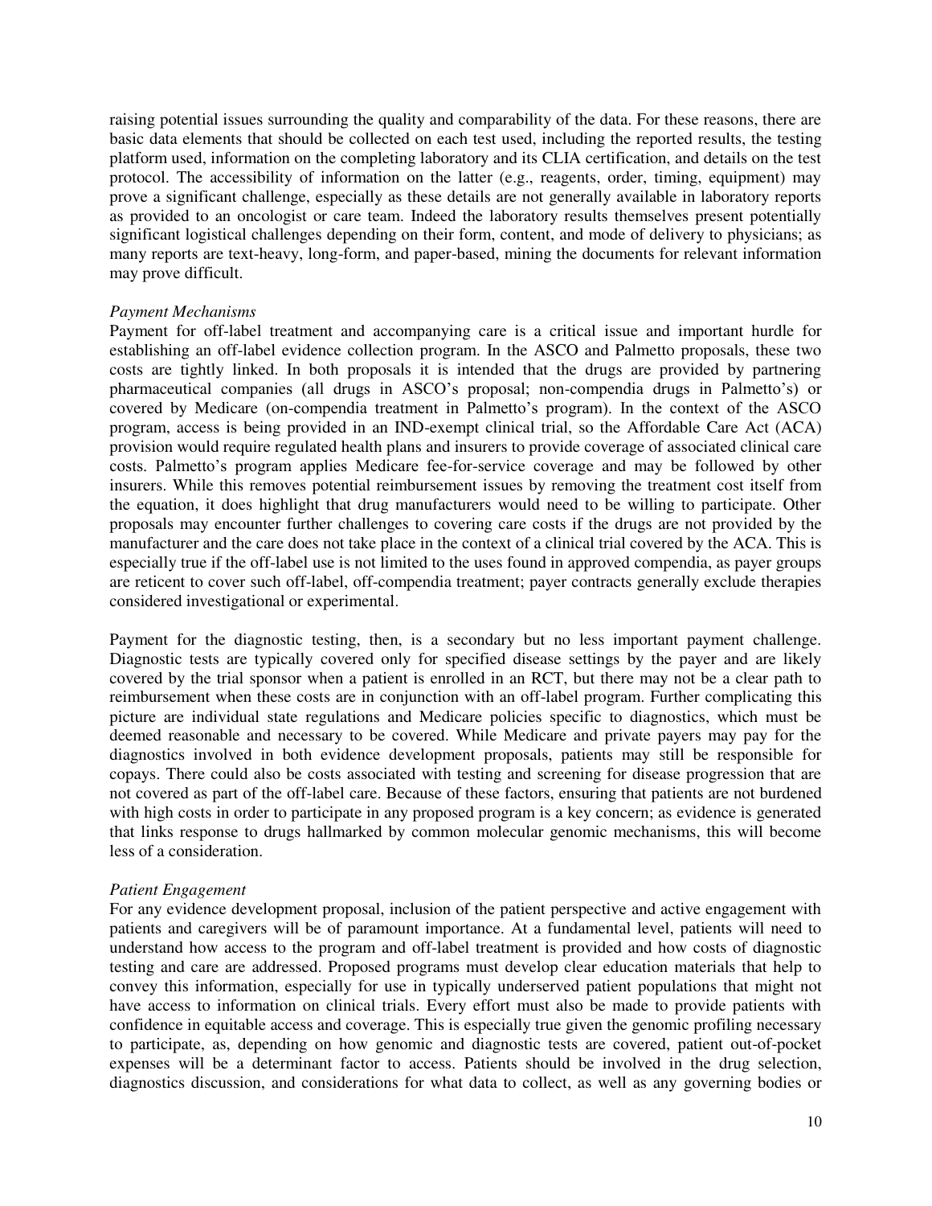raising potential issues surrounding the quality and comparability of the data. For these reasons, there are basic data elements that should be collected on each test used, including the reported results, the testing platform used, information on the completing laboratory and its CLIA certification, and details on the test protocol. The accessibility of information on the latter (e.g., reagents, order, timing, equipment) may prove a significant challenge, especially as these details are not generally available in laboratory reports as provided to an oncologist or care team. Indeed the laboratory results themselves present potentially significant logistical challenges depending on their form, content, and mode of delivery to physicians; as many reports are text-heavy, long-form, and paper-based, mining the documents for relevant information may prove difficult.

*Payment Mechanisms*

Payment for off-label treatment and accompanying care is a critical issue and important hurdle for establishing an off-label evidence collection program. In the ASCO and Palmetto proposals, these two costs are tightly linked. In both proposals it is intended that the drugs are provided by partnering pharmaceutical companies (all drugs in ASCO's proposal; non-compendia drugs in Palmetto's) or covered by Medicare (on-compendia treatment in Palmetto's program). In the context of the ASCO program, access is being provided in an IND-exempt clinical trial, so the Affordable Care Act (ACA) provision would require regulated health plans and insurers to provide coverage of associated clinical care costs. Palmetto's program applies Medicare fee-for-service coverage and may be followed by other insurers. While this removes potential reimbursement issues by removing the treatment cost itself from the equation, it does highlight that drug manufacturers would need to be willing to participate. Other proposals may encounter further challenges to covering care costs if the drugs are not provided by the manufacturer and the care does not take place in the context of a clinical trial covered by the ACA. This is especially true if the off-label use is not limited to the uses found in approved compendia, as payer groups are reticent to cover such off-label, off-compendia treatment; payer contracts generally exclude therapies considered investigational or experimental.

Payment for the diagnostic testing, then, is a secondary but no less important payment challenge. Diagnostic tests are typically covered only for specified disease settings by the payer and are likely covered by the trial sponsor when a patient is enrolled in an RCT, but there may not be a clear path to reimbursement when these costs are in conjunction with an off-label program. Further complicating this picture are individual state regulations and Medicare policies specific to diagnostics, which must be deemed reasonable and necessary to be covered. While Medicare and private payers may pay for the diagnostics involved in both evidence development proposals, patients may still be responsible for copays. There could also be costs associated with testing and screening for disease progression that are not covered as part of the off-label care. Because of these factors, ensuring that patients are not burdened with high costs in order to participate in any proposed program is a key concern; as evidence is generated that links response to drugs hallmarked by common molecular genomic mechanisms, this will become less of a consideration.

*Patient Engagement*

For any evidence development proposal, inclusion of the patient perspective and active engagement with patients and caregivers will be of paramount importance. At a fundamental level, patients will need to understand how access to the program and off-label treatment is provided and how costs of diagnostic testing and care are addressed. Proposed programs must develop clear education materials that help to convey this information, especially for use in typically underserved patient populations that might not have access to information on clinical trials. Every effort must also be made to provide patients with confidence in equitable access and coverage. This is especially true given the genomic profiling necessary to participate, as, depending on how genomic and diagnostic tests are covered, patient out-of-pocket expenses will be a determinant factor to access. Patients should be involved in the drug selection, diagnostics discussion, and considerations for what data to collect, as well as any governing bodies or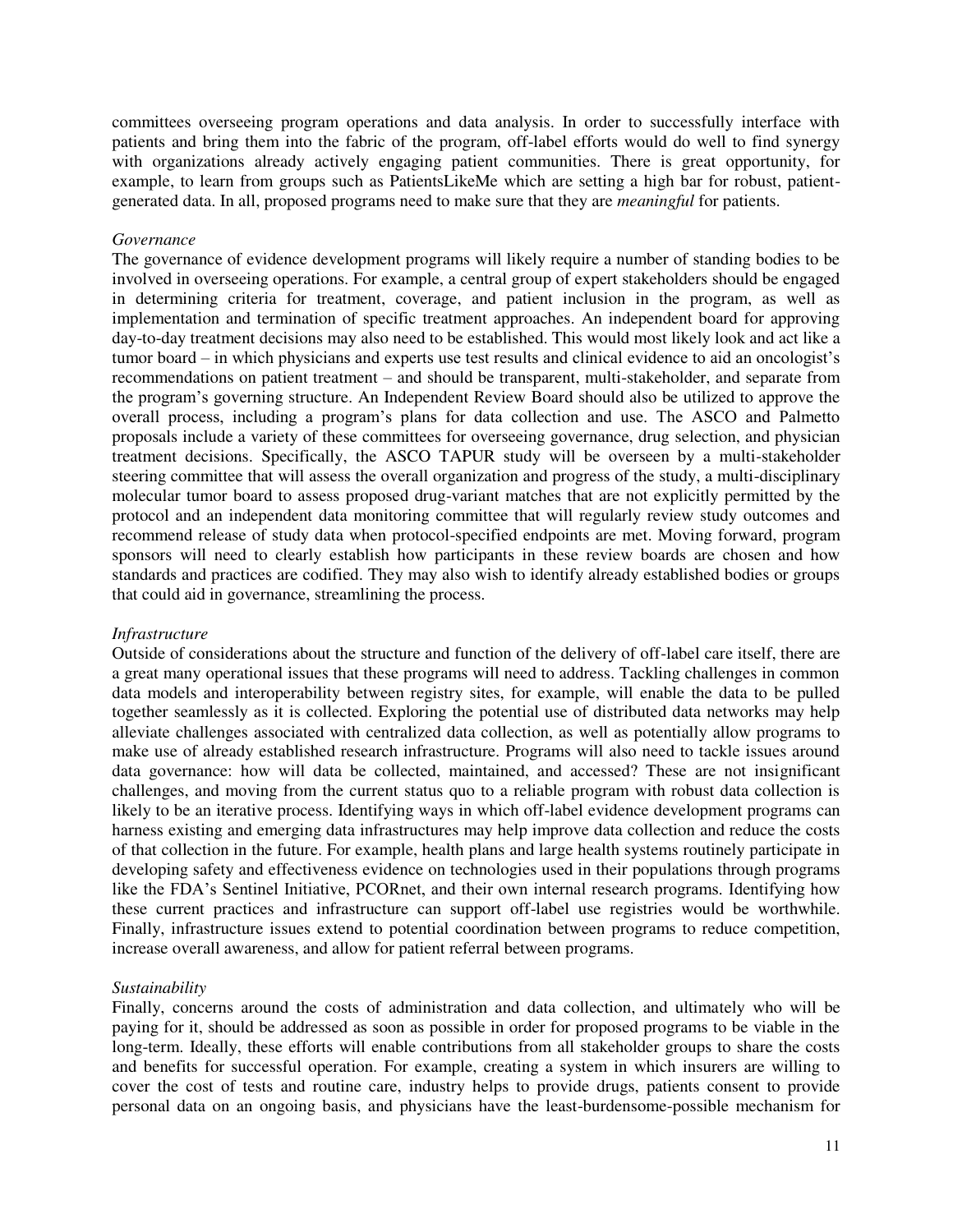committees overseeing program operations and data analysis. In order to successfully interface with patients and bring them into the fabric of the program, off-label efforts would do well to find synergy with organizations already actively engaging patient communities. There is great opportunity, for example, to learn from groups such as PatientsLikeMe which are setting a high bar for robust, patient-generated data. In all, proposed programs need to make sure that they are *meaningful* for patients.

*Governance*

The governance of evidence development programs will likely require a number of standing bodies to be involved in overseeing operations. For example, a central group of expert stakeholders should be engaged in determining criteria for treatment, coverage, and patient inclusion in the program, as well as implementation and termination of specific treatment approaches. An independent board for approving day-to-day treatment decisions may also need to be established. This would most likely look and act like a tumor board – in which physicians and experts use test results and clinical evidence to aid an oncologist's recommendations on patient treatment – and should be transparent, multi-stakeholder, and separate from the program's governing structure. An Independent Review Board should also be utilized to approve the overall process, including a program's plans for data collection and use. The ASCO and Palmetto proposals include a variety of these committees for overseeing governance, drug selection, and physician treatment decisions. Specifically, the ASCO TAPUR study will be overseen by a multi-stakeholder steering committee that will assess the overall organization and progress of the study, a multi-disciplinary molecular tumor board to assess proposed drug-variant matches that are not explicitly permitted by the protocol and an independent data monitoring committee that will regularly review study outcomes and recommend release of study data when protocol-specified endpoints are met. Moving forward, program sponsors will need to clearly establish how participants in these review boards are chosen and how standards and practices are codified. They may also wish to identify already established bodies or groups that could aid in governance, streamlining the process.

*Infrastructure*

Outside of considerations about the structure and function of the delivery of off-label care itself, there are a great many operational issues that these programs will need to address. Tackling challenges in common data models and interoperability between registry sites, for example, will enable the data to be pulled together seamlessly as it is collected. Exploring the potential use of distributed data networks may help alleviate challenges associated with centralized data collection, as well as potentially allow programs to make use of already established research infrastructure. Programs will also need to tackle issues around data governance: how will data be collected, maintained, and accessed? These are not insignificant challenges, and moving from the current status quo to a reliable program with robust data collection is likely to be an iterative process. Identifying ways in which off-label evidence development programs can harness existing and emerging data infrastructures may help improve data collection and reduce the costs of that collection in the future. For example, health plans and large health systems routinely participate in developing safety and effectiveness evidence on technologies used in their populations through programs like the FDA's Sentinel Initiative, PCORnet, and their own internal research programs. Identifying how these current practices and infrastructure can support off-label use registries would be worthwhile. Finally, infrastructure issues extend to potential coordination between programs to reduce competition, increase overall awareness, and allow for patient referral between programs.

*Sustainability*

Finally, concerns around the costs of administration and data collection, and ultimately who will be paying for it, should be addressed as soon as possible in order for proposed programs to be viable in the long-term. Ideally, these efforts will enable contributions from all stakeholder groups to share the costs and benefits for successful operation. For example, creating a system in which insurers are willing to cover the cost of tests and routine care, industry helps to provide drugs, patients consent to provide personal data on an ongoing basis, and physicians have the least-burdensome-possible mechanism for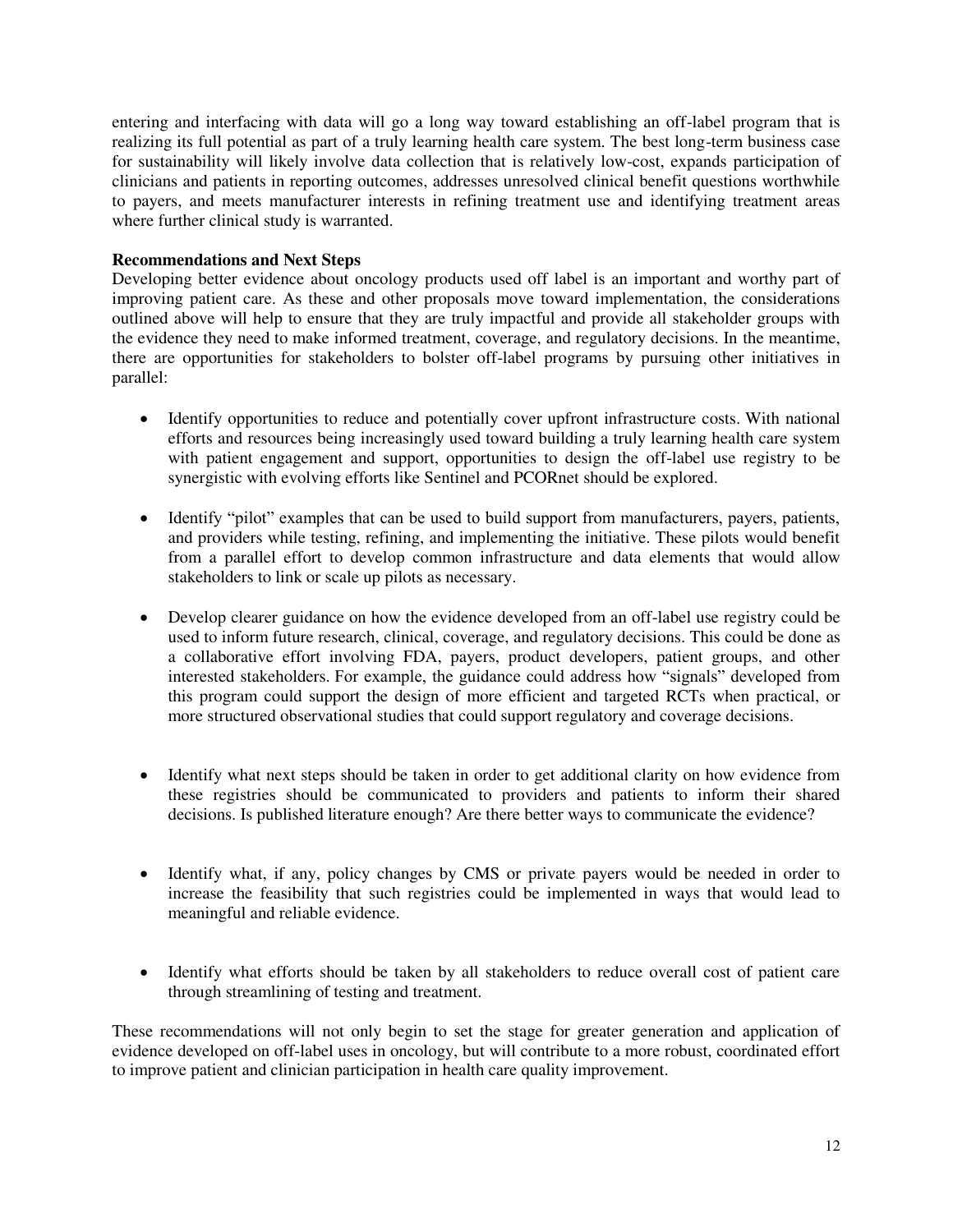entering and interfacing with data will go a long way toward establishing an off-label program that is realizing its full potential as part of a truly learning health care system. The best long-term business case for sustainability will likely involve data collection that is relatively low-cost, expands participation of clinicians and patients in reporting outcomes, addresses unresolved clinical benefit questions worthwhile to payers, and meets manufacturer interests in refining treatment use and identifying treatment areas where further clinical study is warranted.

**Recommendations and Next Steps**

Developing better evidence about oncology products used off label is an important and worthy part of improving patient care. As these and other proposals move toward implementation, the considerations outlined above will help to ensure that they are truly impactful and provide all stakeholder groups with the evidence they need to make informed treatment, coverage, and regulatory decisions. In the meantime, there are opportunities for stakeholders to bolster off-label programs by pursuing other initiatives in parallel:

- Identify opportunities to reduce and potentially cover upfront infrastructure costs. With national efforts and resources being increasingly used toward building a truly learning health care system with patient engagement and support, opportunities to design the off-label use registry to be synergistic with evolving efforts like Sentinel and PCORnet should be explored.

- Identify "pilot" examples that can be used to build support from manufacturers, payers, patients, and providers while testing, refining, and implementing the initiative. These pilots would benefit from a parallel effort to develop common infrastructure and data elements that would allow stakeholders to link or scale up pilots as necessary.

- Develop clearer guidance on how the evidence developed from an off-label use registry could be used to inform future research, clinical, coverage, and regulatory decisions. This could be done as a collaborative effort involving FDA, payers, product developers, patient groups, and other interested stakeholders. For example, the guidance could address how "signals" developed from this program could support the design of more efficient and targeted RCTs when practical, or more structured observational studies that could support regulatory and coverage decisions.

- Identify what next steps should be taken in order to get additional clarity on how evidence from these registries should be communicated to providers and patients to inform their shared decisions. Is published literature enough? Are there better ways to communicate the evidence?

- Identify what, if any, policy changes by CMS or private payers would be needed in order to increase the feasibility that such registries could be implemented in ways that would lead to meaningful and reliable evidence.

- Identify what efforts should be taken by all stakeholders to reduce overall cost of patient care through streamlining of testing and treatment.

These recommendations will not only begin to set the stage for greater generation and application of evidence developed on off-label uses in oncology, but will contribute to a more robust, coordinated effort to improve patient and clinician participation in health care quality improvement.